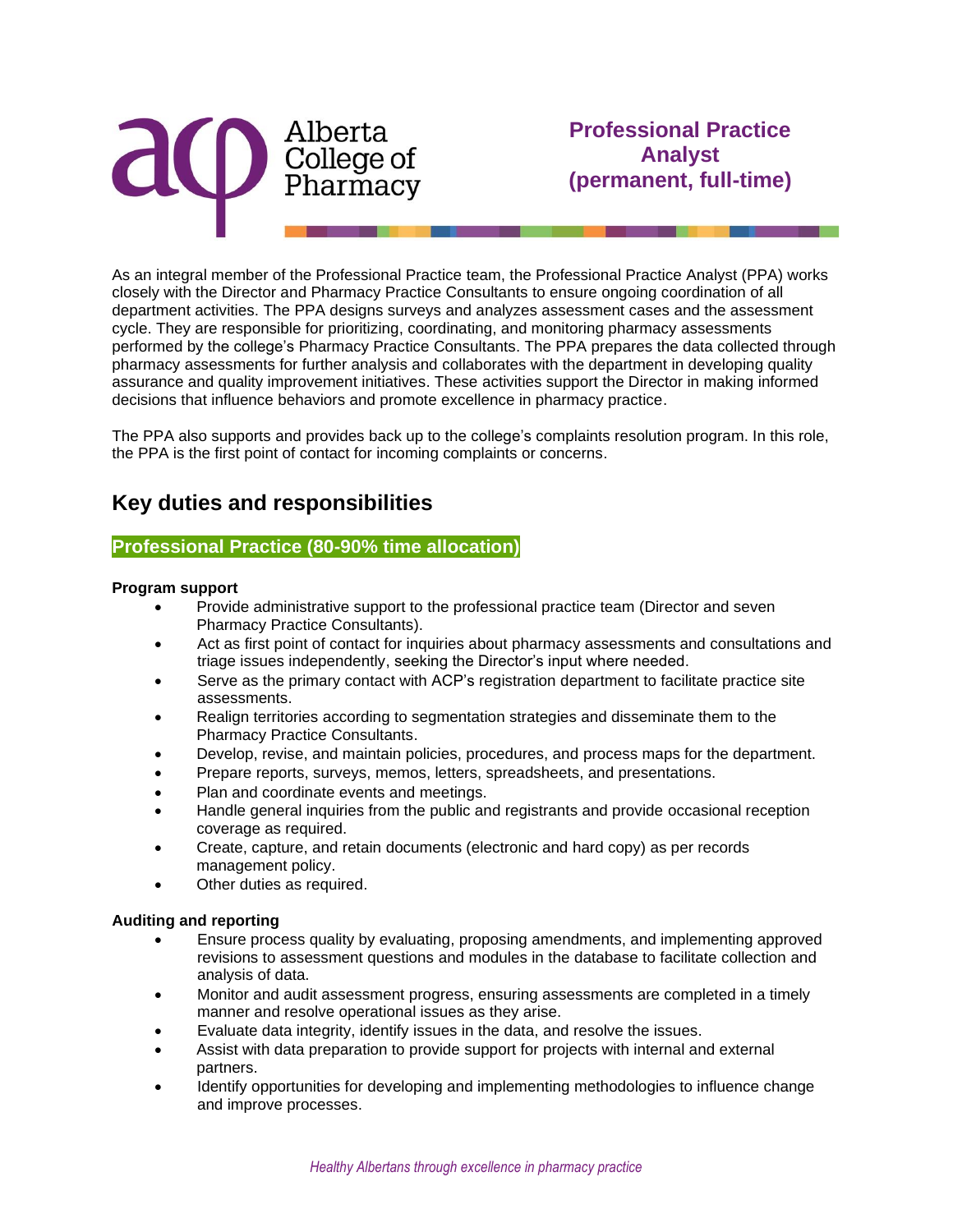Alberta College of Pharmacy

# Professional Practice Analyst (permanent, full-time)

As an integral member of the Professional Practice team, the Professional Practice Analyst (PPA) works closely with the Director and Pharmacy Practice Consultants to ensure ongoing coordination of all department activities. The PPA designs surveys and analyzes assessment cases and the assessment cycle. They are responsible for prioritizing, coordinating, and monitoring pharmacy assessments performed by the college's Pharmacy Practice Consultants. The PPA prepares the data collected through pharmacy assessments for further analysis and collaborates with the department in developing quality assurance and quality improvement initiatives. These activities support the Director in making informed decisions that influence behaviors and promote excellence in pharmacy practice.

The PPA also supports and provides back up to the college's complaints resolution program. In this role, the PPA is the first point of contact for incoming complaints or concerns.

## Key duties and responsibilities

### Professional Practice (80-90% time allocation)

**Program support**

- Provide administrative support to the professional practice team (Director and seven Pharmacy Practice Consultants).
- Act as first point of contact for inquiries about pharmacy assessments and consultations and triage issues independently, seeking the Director's input where needed.
- Serve as the primary contact with ACP's registration department to facilitate practice site assessments.
- Realign territories according to segmentation strategies and disseminate them to the Pharmacy Practice Consultants.
- Develop, revise, and maintain policies, procedures, and process maps for the department.
- Prepare reports, surveys, memos, letters, spreadsheets, and presentations.
- Plan and coordinate events and meetings.
- Handle general inquiries from the public and registrants and provide occasional reception coverage as required.
- Create, capture, and retain documents (electronic and hard copy) as per records management policy.
- Other duties as required.

**Auditing and reporting**

- Ensure process quality by evaluating, proposing amendments, and implementing approved revisions to assessment questions and modules in the database to facilitate collection and analysis of data.
- Monitor and audit assessment progress, ensuring assessments are completed in a timely manner and resolve operational issues as they arise.
- Evaluate data integrity, identify issues in the data, and resolve the issues.
- Assist with data preparation to provide support for projects with internal and external partners.
- Identify opportunities for developing and implementing methodologies to influence change and improve processes.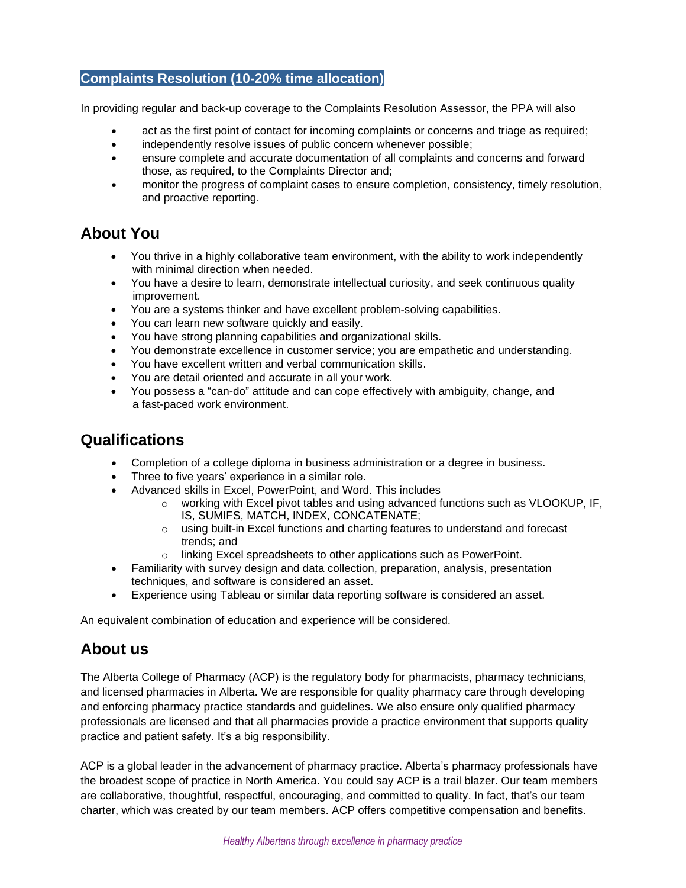**Complaints Resolution (10-20% time allocation)**

In providing regular and back-up coverage to the Complaints Resolution Assessor, the PPA will also

- act as the first point of contact for incoming complaints or concerns and triage as required;
- independently resolve issues of public concern whenever possible;
- ensure complete and accurate documentation of all complaints and concerns and forward those, as required, to the Complaints Director and;
- monitor the progress of complaint cases to ensure completion, consistency, timely resolution, and proactive reporting.

## About You

- You thrive in a highly collaborative team environment, with the ability to work independently with minimal direction when needed.
- You have a desire to learn, demonstrate intellectual curiosity, and seek continuous quality improvement.
- You are a systems thinker and have excellent problem-solving capabilities.
- You can learn new software quickly and easily.
- You have strong planning capabilities and organizational skills.
- You demonstrate excellence in customer service; you are empathetic and understanding.
- You have excellent written and verbal communication skills.
- You are detail oriented and accurate in all your work.
- You possess a "can-do" attitude and can cope effectively with ambiguity, change, and a fast-paced work environment.

## Qualifications

- Completion of a college diploma in business administration or a degree in business.
- Three to five years' experience in a similar role.
- Advanced skills in Excel, PowerPoint, and Word. This includes
  - working with Excel pivot tables and using advanced functions such as VLOOKUP, IF, IS, SUMIFS, MATCH, INDEX, CONCATENATE;
  - using built-in Excel functions and charting features to understand and forecast trends; and
  - linking Excel spreadsheets to other applications such as PowerPoint.
- Familiarity with survey design and data collection, preparation, analysis, presentation techniques, and software is considered an asset.
- Experience using Tableau or similar data reporting software is considered an asset.

An equivalent combination of education and experience will be considered.

## About us

The Alberta College of Pharmacy (ACP) is the regulatory body for pharmacists, pharmacy technicians, and licensed pharmacies in Alberta. We are responsible for quality pharmacy care through developing and enforcing pharmacy practice standards and guidelines. We also ensure only qualified pharmacy professionals are licensed and that all pharmacies provide a practice environment that supports quality practice and patient safety. It's a big responsibility.

ACP is a global leader in the advancement of pharmacy practice. Alberta's pharmacy professionals have the broadest scope of practice in North America. You could say ACP is a trail blazer. Our team members are collaborative, thoughtful, respectful, encouraging, and committed to quality. In fact, that's our team charter, which was created by our team members. ACP offers competitive compensation and benefits.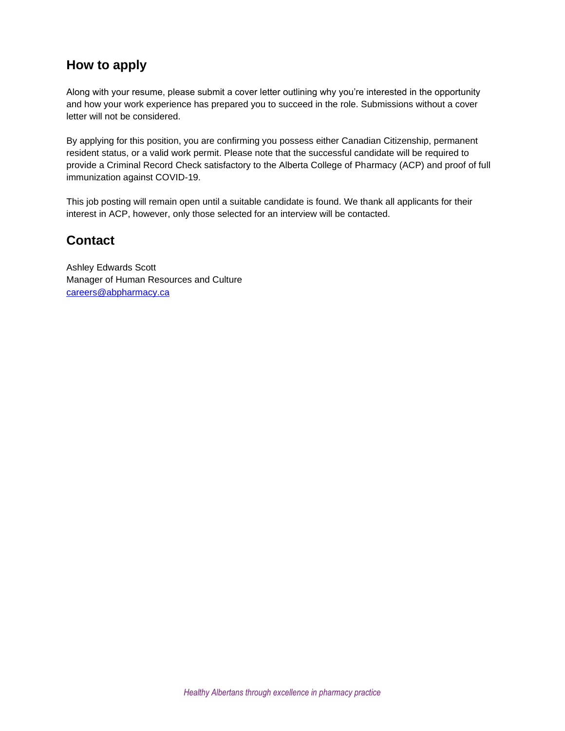## How to apply

Along with your resume, please submit a cover letter outlining why you're interested in the opportunity and how your work experience has prepared you to succeed in the role. Submissions without a cover letter will not be considered.

By applying for this position, you are confirming you possess either Canadian Citizenship, permanent resident status, or a valid work permit. Please note that the successful candidate will be required to provide a Criminal Record Check satisfactory to the Alberta College of Pharmacy (ACP) and proof of full immunization against COVID-19.

This job posting will remain open until a suitable candidate is found. We thank all applicants for their interest in ACP, however, only those selected for an interview will be contacted.

## Contact

Ashley Edwards Scott
Manager of Human Resources and Culture
careers@abpharmacy.ca